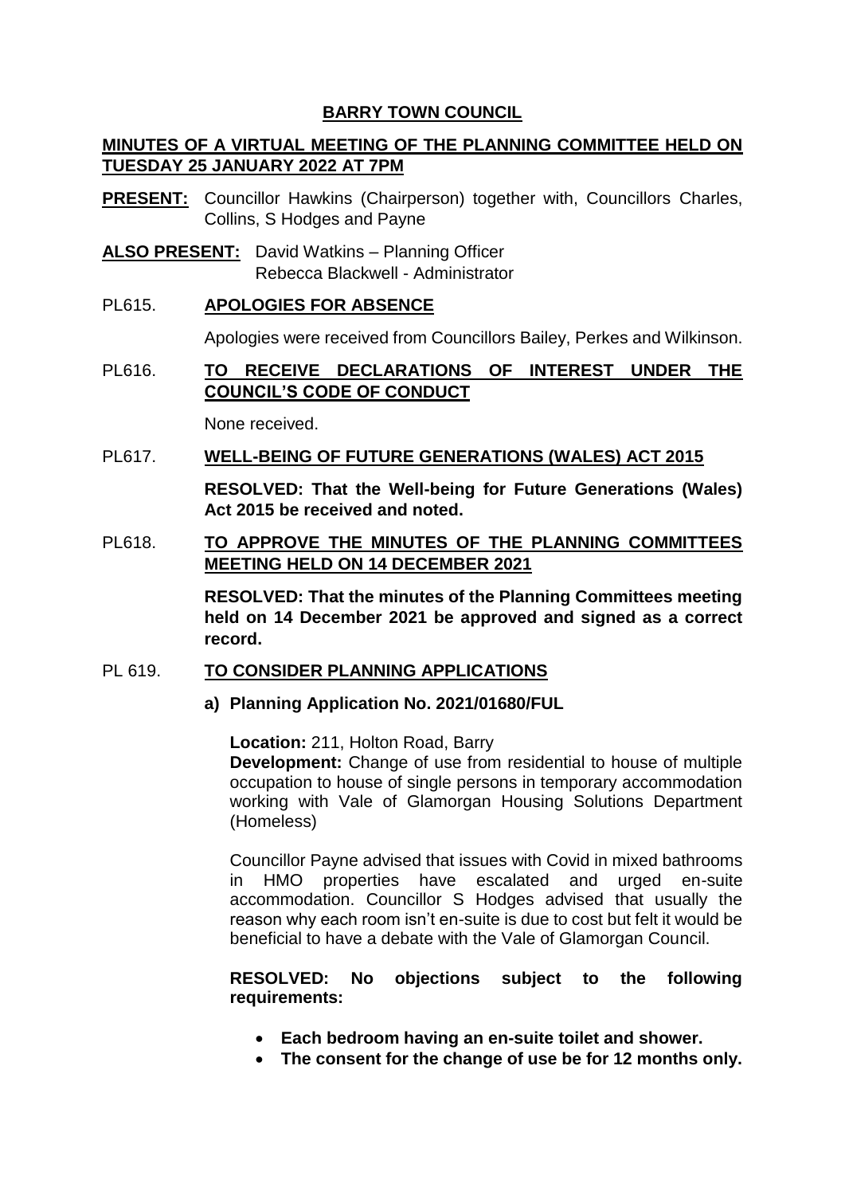# BARRY TOWN COUNCIL

## MINUTES OF A VIRTUAL MEETING OF THE PLANNING COMMITTEE HELD ON TUESDAY 25 JANUARY 2022 AT 7PM

**PRESENT:** Councillor Hawkins (Chairperson) together with, Councillors Charles, Collins, S Hodges and Payne

**ALSO PRESENT:** David Watkins – Planning Officer
Rebecca Blackwell - Administrator

### PL615. APOLOGIES FOR ABSENCE

Apologies were received from Councillors Bailey, Perkes and Wilkinson.

### PL616. TO RECEIVE DECLARATIONS OF INTEREST UNDER THE COUNCIL'S CODE OF CONDUCT

None received.

### PL617. WELL-BEING OF FUTURE GENERATIONS (WALES) ACT 2015

**RESOLVED: That the Well-being for Future Generations (Wales) Act 2015 be received and noted.**

### PL618. TO APPROVE THE MINUTES OF THE PLANNING COMMITTEES MEETING HELD ON 14 DECEMBER 2021

**RESOLVED: That the minutes of the Planning Committees meeting held on 14 December 2021 be approved and signed as a correct record.**

### PL 619. TO CONSIDER PLANNING APPLICATIONS

**a) Planning Application No. 2021/01680/FUL**

**Location:** 211, Holton Road, Barry
**Development:** Change of use from residential to house of multiple occupation to house of single persons in temporary accommodation working with Vale of Glamorgan Housing Solutions Department (Homeless)

Councillor Payne advised that issues with Covid in mixed bathrooms in HMO properties have escalated and urged en-suite accommodation. Councillor S Hodges advised that usually the reason why each room isn't en-suite is due to cost but felt it would be beneficial to have a debate with the Vale of Glamorgan Council.

**RESOLVED: No objections subject to the following requirements:**

- **Each bedroom having an en-suite toilet and shower.**
- **The consent for the change of use be for 12 months only.**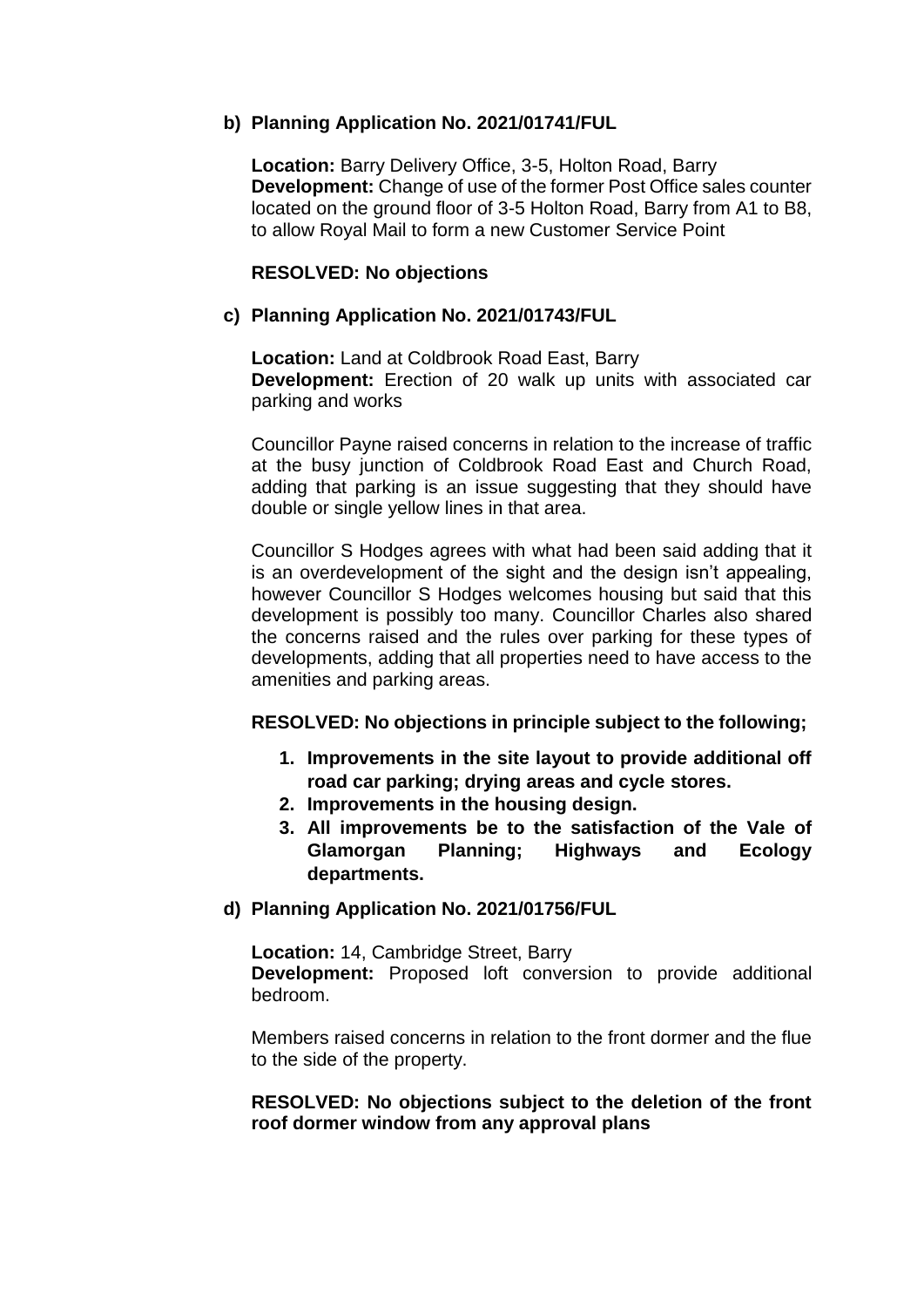**b) Planning Application No. 2021/01741/FUL**

**Location:** Barry Delivery Office, 3-5, Holton Road, Barry
**Development:** Change of use of the former Post Office sales counter located on the ground floor of 3-5 Holton Road, Barry from A1 to B8, to allow Royal Mail to form a new Customer Service Point

**RESOLVED: No objections**

**c) Planning Application No. 2021/01743/FUL**

**Location:** Land at Coldbrook Road East, Barry
**Development:** Erection of 20 walk up units with associated car parking and works

Councillor Payne raised concerns in relation to the increase of traffic at the busy junction of Coldbrook Road East and Church Road, adding that parking is an issue suggesting that they should have double or single yellow lines in that area.

Councillor S Hodges agrees with what had been said adding that it is an overdevelopment of the sight and the design isn't appealing, however Councillor S Hodges welcomes housing but said that this development is possibly too many. Councillor Charles also shared the concerns raised and the rules over parking for these types of developments, adding that all properties need to have access to the amenities and parking areas.

**RESOLVED: No objections in principle subject to the following;**

1. **Improvements in the site layout to provide additional off road car parking; drying areas and cycle stores.**
2. **Improvements in the housing design.**
3. **All improvements be to the satisfaction of the Vale of Glamorgan Planning; Highways and Ecology departments.**

**d) Planning Application No. 2021/01756/FUL**

**Location:** 14, Cambridge Street, Barry
**Development:** Proposed loft conversion to provide additional bedroom.

Members raised concerns in relation to the front dormer and the flue to the side of the property.

**RESOLVED: No objections subject to the deletion of the front roof dormer window from any approval plans**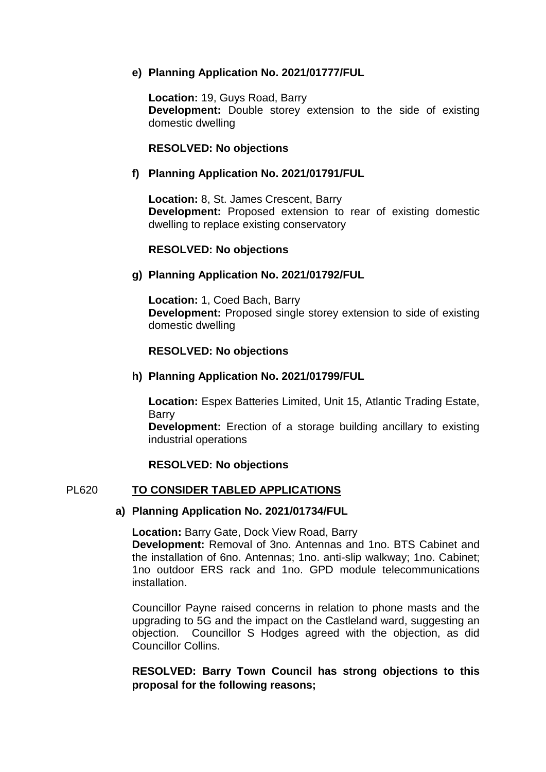**e) Planning Application No. 2021/01777/FUL**

**Location:** 19, Guys Road, Barry
**Development:** Double storey extension to the side of existing domestic dwelling

**RESOLVED: No objections**

**f) Planning Application No. 2021/01791/FUL**

**Location:** 8, St. James Crescent, Barry
**Development:** Proposed extension to rear of existing domestic dwelling to replace existing conservatory

**RESOLVED: No objections**

**g) Planning Application No. 2021/01792/FUL**

**Location:** 1, Coed Bach, Barry
**Development:** Proposed single storey extension to side of existing domestic dwelling

**RESOLVED: No objections**

**h) Planning Application No. 2021/01799/FUL**

**Location:** Espex Batteries Limited, Unit 15, Atlantic Trading Estate, Barry
**Development:** Erection of a storage building ancillary to existing industrial operations

**RESOLVED: No objections**

## PL620 TO CONSIDER TABLED APPLICATIONS

**a) Planning Application No. 2021/01734/FUL**

**Location:** Barry Gate, Dock View Road, Barry
**Development:** Removal of 3no. Antennas and 1no. BTS Cabinet and the installation of 6no. Antennas; 1no. anti-slip walkway; 1no. Cabinet; 1no outdoor ERS rack and 1no. GPD module telecommunications installation.

Councillor Payne raised concerns in relation to phone masts and the upgrading to 5G and the impact on the Castleland ward, suggesting an objection. Councillor S Hodges agreed with the objection, as did Councillor Collins.

**RESOLVED: Barry Town Council has strong objections to this proposal for the following reasons;**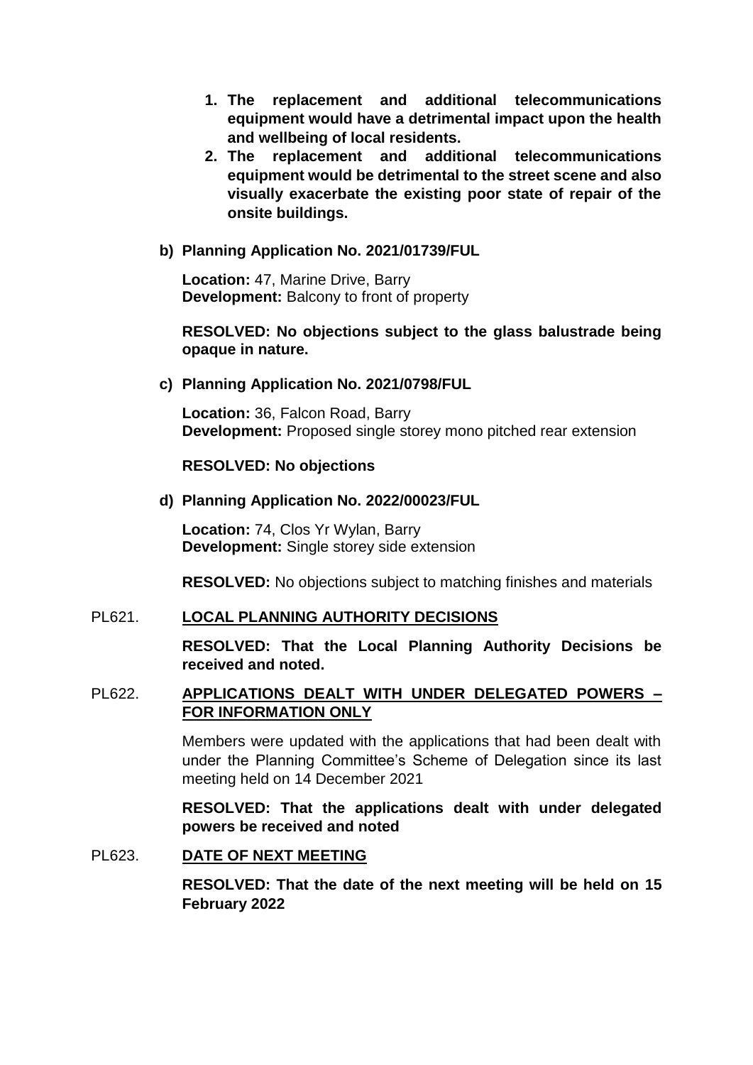1. **The replacement and additional telecommunications equipment would have a detrimental impact upon the health and wellbeing of local residents.**
2. **The replacement and additional telecommunications equipment would be detrimental to the street scene and also visually exacerbate the existing poor state of repair of the onsite buildings.**

**b) Planning Application No. 2021/01739/FUL**

**Location:** 47, Marine Drive, Barry
**Development:** Balcony to front of property

**RESOLVED: No objections subject to the glass balustrade being opaque in nature.**

**c) Planning Application No. 2021/0798/FUL**

**Location:** 36, Falcon Road, Barry
**Development:** Proposed single storey mono pitched rear extension

**RESOLVED: No objections**

**d) Planning Application No. 2022/00023/FUL**

**Location:** 74, Clos Yr Wylan, Barry
**Development:** Single storey side extension

**RESOLVED:** No objections subject to matching finishes and materials

PL621. **LOCAL PLANNING AUTHORITY DECISIONS**

**RESOLVED: That the Local Planning Authority Decisions be received and noted.**

PL622. **APPLICATIONS DEALT WITH UNDER DELEGATED POWERS – FOR INFORMATION ONLY**

Members were updated with the applications that had been dealt with under the Planning Committee's Scheme of Delegation since its last meeting held on 14 December 2021

**RESOLVED: That the applications dealt with under delegated powers be received and noted**

PL623. **DATE OF NEXT MEETING**

**RESOLVED: That the date of the next meeting will be held on 15 February 2022**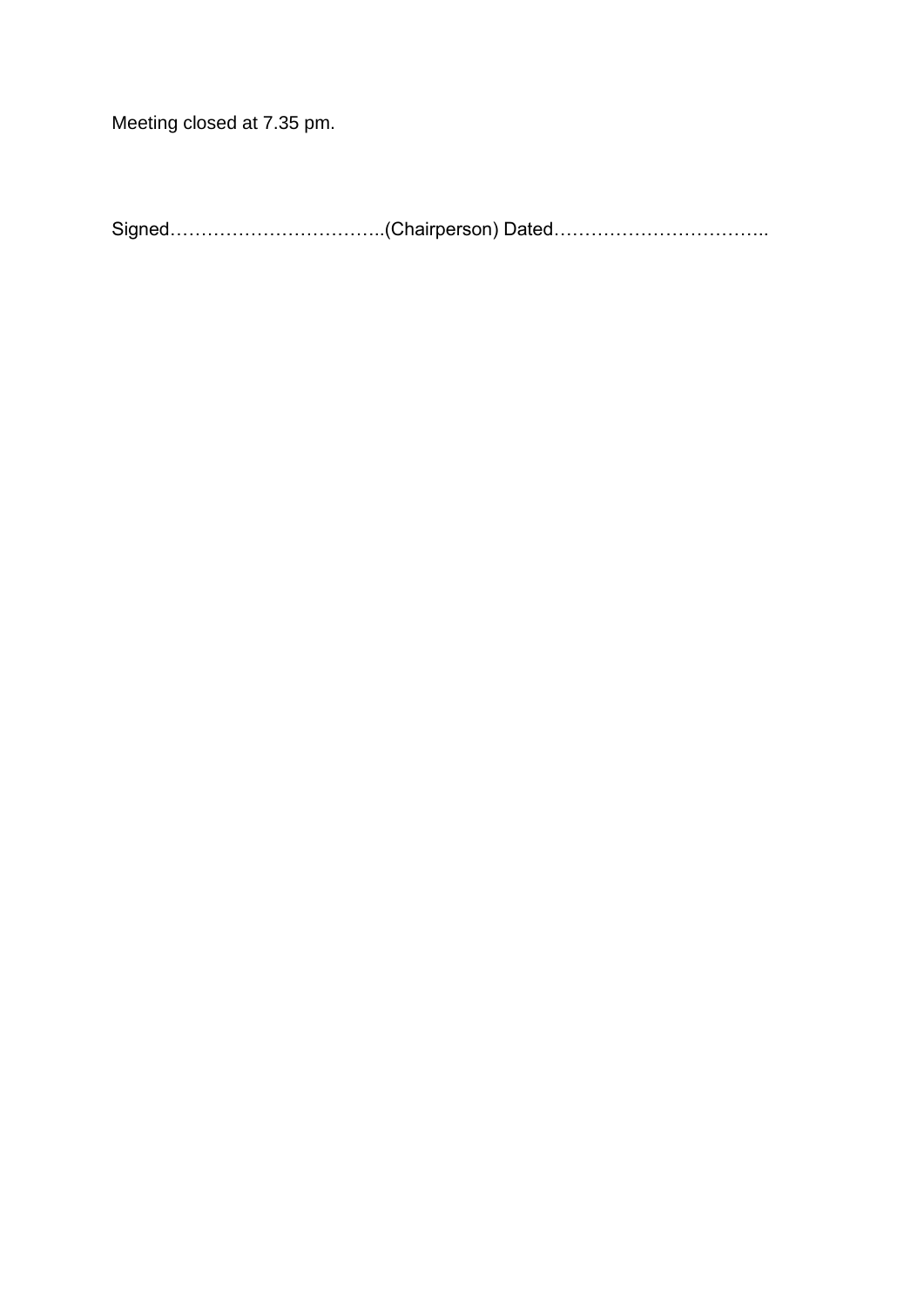Meeting closed at 7.35 pm.

Signed……………………………..(Chairperson) Dated……………………………..